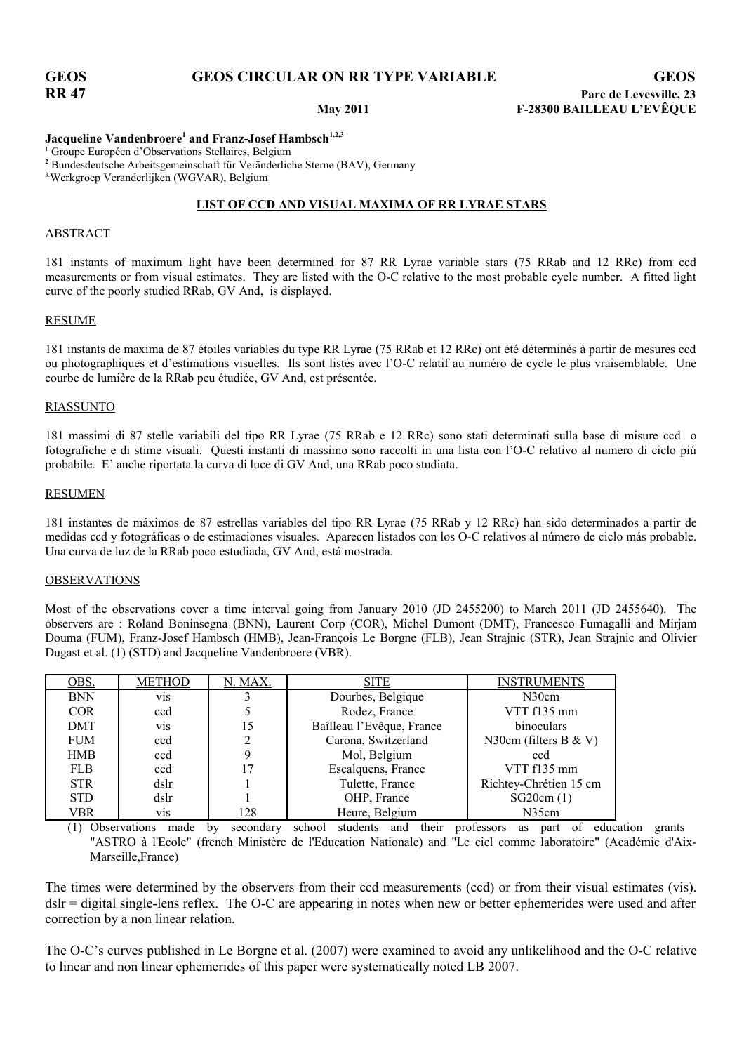GEOS GEOS CIRCULAR ON RR TYPE VARIABLE GEOS

RR 47 Parc de Levesville, 23

May 2011 F-28300 BAILLEAU L'EVÊQUE

**Jacqueline Vandenbroere[1] and Franz-Josef Hambsch[1,2,3]**

[1] Groupe Européen d'Observations Stellaires, Belgium

[2] Bundesdeutsche Arbeitsgemeinschaft für Veränderliche Sterne (BAV), Germany

[3] Werkgroep Veranderlijken (WGVAR), Belgium

## LIST OF CCD AND VISUAL MAXIMA OF RR LYRAE STARS

### ABSTRACT

181 instants of maximum light have been determined for 87 RR Lyrae variable stars (75 RRab and 12 RRc) from ccd measurements or from visual estimates. They are listed with the O-C relative to the most probable cycle number. A fitted light curve of the poorly studied RRab, GV And, is displayed.

### RESUME

181 instants de maxima de 87 étoiles variables du type RR Lyrae (75 RRab et 12 RRc) ont été déterminés à partir de mesures ccd ou photographiques et d'estimations visuelles. Ils sont listés avec l'O-C relatif au numéro de cycle le plus vraisemblable. Une courbe de lumière de la RRab peu étudiée, GV And, est présentée.

### RIASSUNTO

181 massimi di 87 stelle variabili del tipo RR Lyrae (75 RRab e 12 RRc) sono stati determinati sulla base di misure ccd o fotografiche e di stime visuali. Questi instanti di massimo sono raccolti in una lista con l'O-C relativo al numero di ciclo piú probabile. E' anche riportata la curva di luce di GV And, una RRab poco studiata.

### RESUMEN

181 instantes de máximos de 87 estrellas variables del tipo RR Lyrae (75 RRab y 12 RRc) han sido determinados a partir de medidas ccd y fotográficas o de estimaciones visuales. Aparecen listados con los O-C relativos al número de ciclo más probable. Una curva de luz de la RRab poco estudiada, GV And, está mostrada.

### OBSERVATIONS

Most of the observations cover a time interval going from January 2010 (JD 2455200) to March 2011 (JD 2455640). The observers are : Roland Boninsegna (BNN), Laurent Corp (COR), Michel Dumont (DMT), Francesco Fumagalli and Mirjam Douma (FUM), Franz-Josef Hambsch (HMB), Jean-François Le Borgne (FLB), Jean Strajnic (STR), Jean Strajnic and Olivier Dugast et al. (1) (STD) and Jacqueline Vandenbroere (VBR).

| OBS. | METHOD | N. MAX. | SITE | INSTRUMENTS |
|---|---|---|---|---|
| BNN | vis | 3 | Dourbes, Belgique | N30cm |
| COR | ccd | 5 | Rodez, France | VTT f135 mm |
| DMT | vis | 15 | Baîlleau l'Evêque, France | binoculars |
| FUM | ccd | 2 | Carona, Switzerland | N30cm (filters B & V) |
| HMB | ccd | 9 | Mol, Belgium | ccd |
| FLB | ccd | 17 | Escalquens, France | VTT f135 mm |
| STR | dslr | 1 | Tulette, France | Richtey-Chrétien 15 cm |
| STD | dslr | 1 | OHP, France | SG20cm (1) |
| VBR | vis | 128 | Heure, Belgium | N35cm |

(1) Observations made by secondary school students and their professors as part of education grants "ASTRO à l'Ecole" (french Ministère de l'Education Nationale) and "Le ciel comme laboratoire" (Académie d'Aix-Marseille,France)

The times were determined by the observers from their ccd measurements (ccd) or from their visual estimates (vis). dslr = digital single-lens reflex. The O-C are appearing in notes when new or better ephemerides were used and after correction by a non linear relation.

The O-C's curves published in Le Borgne et al. (2007) were examined to avoid any unlikelihood and the O-C relative to linear and non linear ephemerides of this paper were systematically noted LB 2007.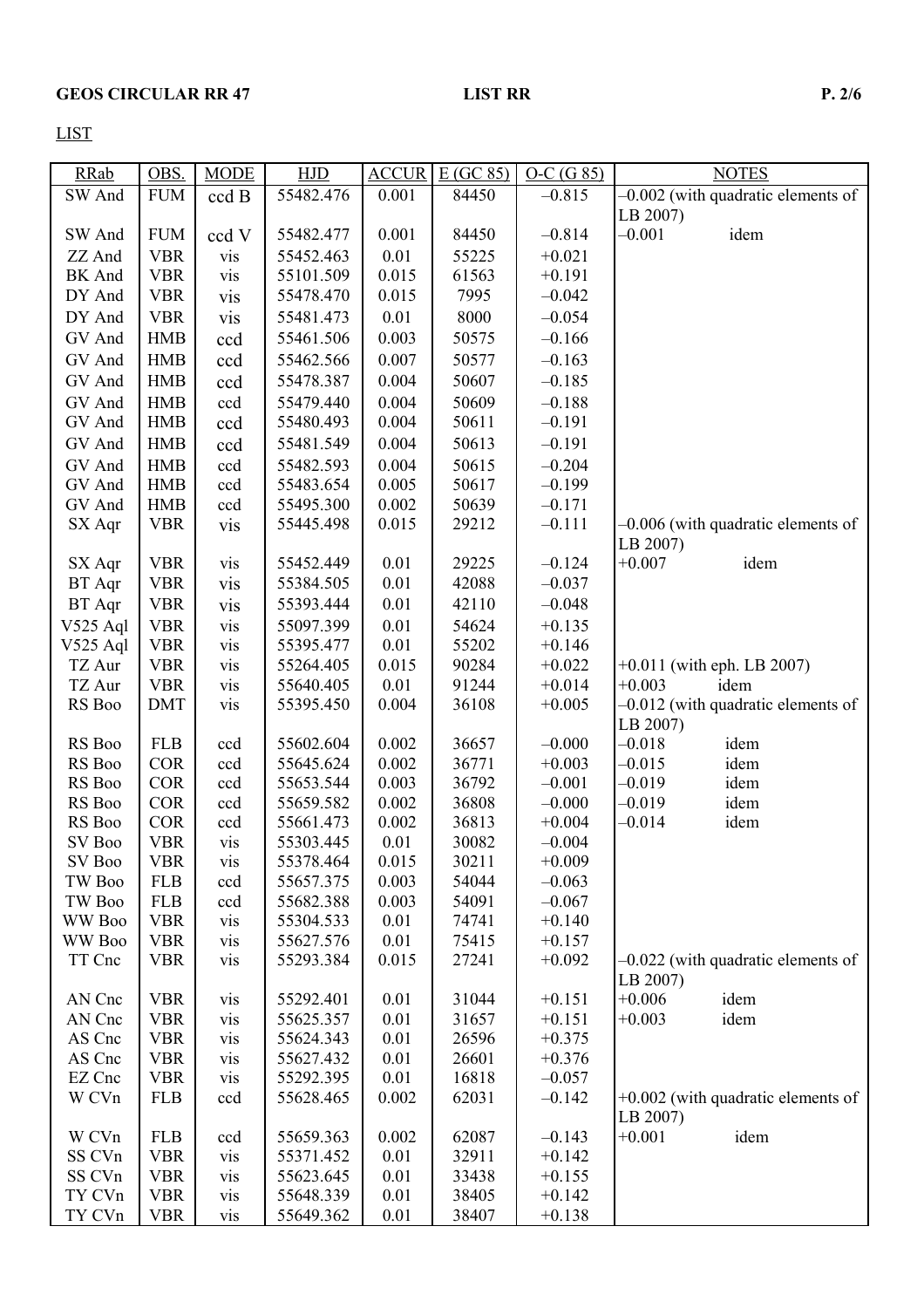LIST

| RRab | OBS. | MODE | HJD | ACCUR | E (GC 85) | O-C (G 85) | NOTES |
|---|---|---|---|---|---|---|---|
| SW And | FUM | ccd B | 55482.476 | 0.001 | 84450 | –0.815 | –0.002 (with quadratic elements of LB 2007) |
| SW And | FUM | ccd V | 55482.477 | 0.001 | 84450 | –0.814 | –0.001 idem |
| ZZ And | VBR | vis | 55452.463 | 0.01 | 55225 | +0.021 | |
| BK And | VBR | vis | 55101.509 | 0.015 | 61563 | +0.191 | |
| DY And | VBR | vis | 55478.470 | 0.015 | 7995 | –0.042 | |
| DY And | VBR | vis | 55481.473 | 0.01 | 8000 | –0.054 | |
| GV And | HMB | ccd | 55461.506 | 0.003 | 50575 | –0.166 | |
| GV And | HMB | ccd | 55462.566 | 0.007 | 50577 | –0.163 | |
| GV And | HMB | ccd | 55478.387 | 0.004 | 50607 | –0.185 | |
| GV And | HMB | ccd | 55479.440 | 0.004 | 50609 | –0.188 | |
| GV And | HMB | ccd | 55480.493 | 0.004 | 50611 | –0.191 | |
| GV And | HMB | ccd | 55481.549 | 0.004 | 50613 | –0.191 | |
| GV And | HMB | ccd | 55482.593 | 0.004 | 50615 | –0.204 | |
| GV And | HMB | ccd | 55483.654 | 0.005 | 50617 | –0.199 | |
| GV And | HMB | ccd | 55495.300 | 0.002 | 50639 | –0.171 | |
| SX Aqr | VBR | vis | 55445.498 | 0.015 | 29212 | –0.111 | –0.006 (with quadratic elements of LB 2007) |
| SX Aqr | VBR | vis | 55452.449 | 0.01 | 29225 | –0.124 | +0.007 idem |
| BT Aqr | VBR | vis | 55384.505 | 0.01 | 42088 | –0.037 | |
| BT Aqr | VBR | vis | 55393.444 | 0.01 | 42110 | –0.048 | |
| V525 Aql | VBR | vis | 55097.399 | 0.01 | 54624 | +0.135 | |
| V525 Aql | VBR | vis | 55395.477 | 0.01 | 55202 | +0.146 | |
| TZ Aur | VBR | vis | 55264.405 | 0.015 | 90284 | +0.022 | +0.011 (with eph. LB 2007) |
| TZ Aur | VBR | vis | 55640.405 | 0.01 | 91244 | +0.014 | +0.003 idem |
| RS Boo | DMT | vis | 55395.450 | 0.004 | 36108 | +0.005 | –0.012 (with quadratic elements of LB 2007) |
| RS Boo | FLB | ccd | 55602.604 | 0.002 | 36657 | –0.000 | –0.018 idem |
| RS Boo | COR | ccd | 55645.624 | 0.002 | 36771 | +0.003 | –0.015 idem |
| RS Boo | COR | ccd | 55653.544 | 0.003 | 36792 | –0.001 | –0.019 idem |
| RS Boo | COR | ccd | 55659.582 | 0.002 | 36808 | –0.000 | –0.019 idem |
| RS Boo | COR | ccd | 55661.473 | 0.002 | 36813 | +0.004 | –0.014 idem |
| SV Boo | VBR | vis | 55303.445 | 0.01 | 30082 | –0.004 | |
| SV Boo | VBR | vis | 55378.464 | 0.015 | 30211 | +0.009 | |
| TW Boo | FLB | ccd | 55657.375 | 0.003 | 54044 | –0.063 | |
| TW Boo | FLB | ccd | 55682.388 | 0.003 | 54091 | –0.067 | |
| WW Boo | VBR | vis | 55304.533 | 0.01 | 74741 | +0.140 | |
| WW Boo | VBR | vis | 55627.576 | 0.01 | 75415 | +0.157 | |
| TT Cnc | VBR | vis | 55293.384 | 0.015 | 27241 | +0.092 | –0.022 (with quadratic elements of LB 2007) |
| AN Cnc | VBR | vis | 55292.401 | 0.01 | 31044 | +0.151 | +0.006 idem |
| AN Cnc | VBR | vis | 55625.357 | 0.01 | 31657 | +0.151 | +0.003 idem |
| AS Cnc | VBR | vis | 55624.343 | 0.01 | 26596 | +0.375 | |
| AS Cnc | VBR | vis | 55627.432 | 0.01 | 26601 | +0.376 | |
| EZ Cnc | VBR | vis | 55292.395 | 0.01 | 16818 | –0.057 | |
| W CVn | FLB | ccd | 55628.465 | 0.002 | 62031 | –0.142 | +0.002 (with quadratic elements of LB 2007) |
| W CVn | FLB | ccd | 55659.363 | 0.002 | 62087 | –0.143 | +0.001 idem |
| SS CVn | VBR | vis | 55371.452 | 0.01 | 32911 | +0.142 | |
| SS CVn | VBR | vis | 55623.645 | 0.01 | 33438 | +0.155 | |
| TY CVn | VBR | vis | 55648.339 | 0.01 | 38405 | +0.142 | |
| TY CVn | VBR | vis | 55649.362 | 0.01 | 38407 | +0.138 | |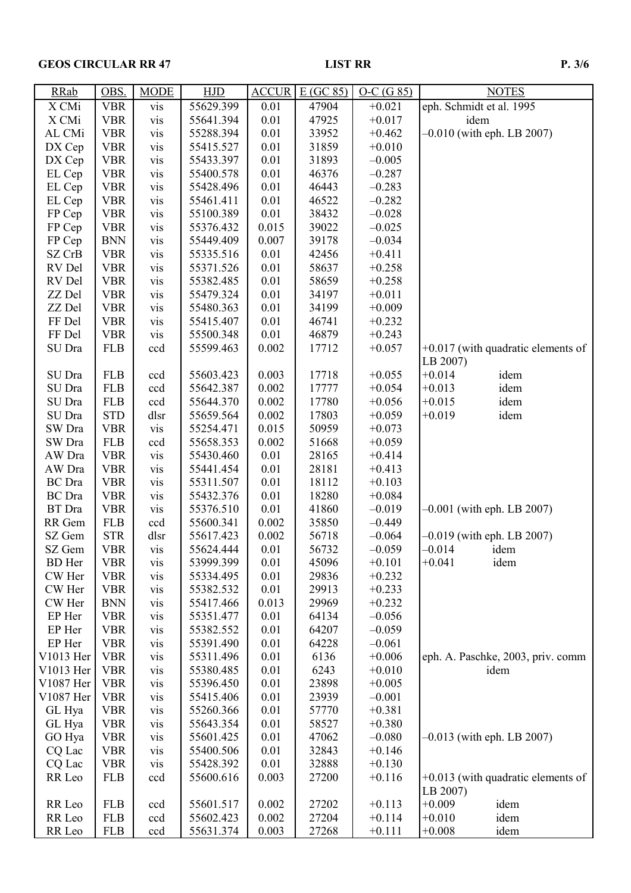| RRab | OBS. | MODE | HJD | ACCUR | E (GC 85) | O-C (G 85) | NOTES |
|---|---|---|---|---|---|---|---|
| X CMi | VBR | vis | 55629.399 | 0.01 | 47904 | +0.021 | eph. Schmidt et al. 1995 |
| X CMi | VBR | vis | 55641.394 | 0.01 | 47925 | +0.017 | idem |
| AL CMi | VBR | vis | 55288.394 | 0.01 | 33952 | +0.462 | –0.010 (with eph. LB 2007) |
| DX Cep | VBR | vis | 55415.527 | 0.01 | 31859 | +0.010 | |
| DX Cep | VBR | vis | 55433.397 | 0.01 | 31893 | –0.005 | |
| EL Cep | VBR | vis | 55400.578 | 0.01 | 46376 | –0.287 | |
| EL Cep | VBR | vis | 55428.496 | 0.01 | 46443 | –0.283 | |
| EL Cep | VBR | vis | 55461.411 | 0.01 | 46522 | –0.282 | |
| FP Cep | VBR | vis | 55100.389 | 0.01 | 38432 | –0.028 | |
| FP Cep | VBR | vis | 55376.432 | 0.015 | 39022 | –0.025 | |
| FP Cep | BNN | vis | 55449.409 | 0.007 | 39178 | –0.034 | |
| SZ CrB | VBR | vis | 55335.516 | 0.01 | 42456 | +0.411 | |
| RV Del | VBR | vis | 55371.526 | 0.01 | 58637 | +0.258 | |
| RV Del | VBR | vis | 55382.485 | 0.01 | 58659 | +0.258 | |
| ZZ Del | VBR | vis | 55479.324 | 0.01 | 34197 | +0.011 | |
| ZZ Del | VBR | vis | 55480.363 | 0.01 | 34199 | +0.009 | |
| FF Del | VBR | vis | 55415.407 | 0.01 | 46741 | +0.232 | |
| FF Del | VBR | vis | 55500.348 | 0.01 | 46879 | +0.243 | |
| SU Dra | FLB | ccd | 55599.463 | 0.002 | 17712 | +0.057 | +0.017 (with quadratic elements of LB 2007) |
| SU Dra | FLB | ccd | 55603.423 | 0.003 | 17718 | +0.055 | +0.014 idem |
| SU Dra | FLB | ccd | 55642.387 | 0.002 | 17777 | +0.054 | +0.013 idem |
| SU Dra | FLB | ccd | 55644.370 | 0.002 | 17780 | +0.056 | +0.015 idem |
| SU Dra | STD | dlsr | 55659.564 | 0.002 | 17803 | +0.059 | +0.019 idem |
| SW Dra | VBR | vis | 55254.471 | 0.015 | 50959 | +0.073 | |
| SW Dra | FLB | ccd | 55658.353 | 0.002 | 51668 | +0.059 | |
| AW Dra | VBR | vis | 55430.460 | 0.01 | 28165 | +0.414 | |
| AW Dra | VBR | vis | 55441.454 | 0.01 | 28181 | +0.413 | |
| BC Dra | VBR | vis | 55311.507 | 0.01 | 18112 | +0.103 | |
| BC Dra | VBR | vis | 55432.376 | 0.01 | 18280 | +0.084 | |
| BT Dra | VBR | vis | 55376.510 | 0.01 | 41860 | –0.019 | –0.001 (with eph. LB 2007) |
| RR Gem | FLB | ccd | 55600.341 | 0.002 | 35850 | –0.449 | |
| SZ Gem | STR | dlsr | 55617.423 | 0.002 | 56718 | –0.064 | –0.019 (with eph. LB 2007) |
| SZ Gem | VBR | vis | 55624.444 | 0.01 | 56732 | –0.059 | –0.014 idem |
| BD Her | VBR | vis | 53999.399 | 0.01 | 45096 | +0.101 | +0.041 idem |
| CW Her | VBR | vis | 55334.495 | 0.01 | 29836 | +0.232 | |
| CW Her | VBR | vis | 55382.532 | 0.01 | 29913 | +0.233 | |
| CW Her | BNN | vis | 55417.466 | 0.013 | 29969 | +0.232 | |
| EP Her | VBR | vis | 55351.477 | 0.01 | 64134 | –0.056 | |
| EP Her | VBR | vis | 55382.552 | 0.01 | 64207 | –0.059 | |
| EP Her | VBR | vis | 55391.490 | 0.01 | 64228 | –0.061 | |
| V1013 Her | VBR | vis | 55311.496 | 0.01 | 6136 | +0.006 | eph. A. Paschke, 2003, priv. comm |
| V1013 Her | VBR | vis | 55380.485 | 0.01 | 6243 | +0.010 | idem |
| V1087 Her | VBR | vis | 55396.450 | 0.01 | 23898 | +0.005 | |
| V1087 Her | VBR | vis | 55415.406 | 0.01 | 23939 | –0.001 | |
| GL Hya | VBR | vis | 55260.366 | 0.01 | 57770 | +0.381 | |
| GL Hya | VBR | vis | 55643.354 | 0.01 | 58527 | +0.380 | |
| GO Hya | VBR | vis | 55601.425 | 0.01 | 47062 | –0.080 | –0.013 (with eph. LB 2007) |
| CQ Lac | VBR | vis | 55400.506 | 0.01 | 32843 | +0.146 | |
| CQ Lac | VBR | vis | 55428.392 | 0.01 | 32888 | +0.130 | |
| RR Leo | FLB | ccd | 55600.616 | 0.003 | 27200 | +0.116 | +0.013 (with quadratic elements of LB 2007) |
| RR Leo | FLB | ccd | 55601.517 | 0.002 | 27202 | +0.113 | +0.009 idem |
| RR Leo | FLB | ccd | 55602.423 | 0.002 | 27204 | +0.114 | +0.010 idem |
| RR Leo | FLB | ccd | 55631.374 | 0.003 | 27268 | +0.111 | +0.008 idem |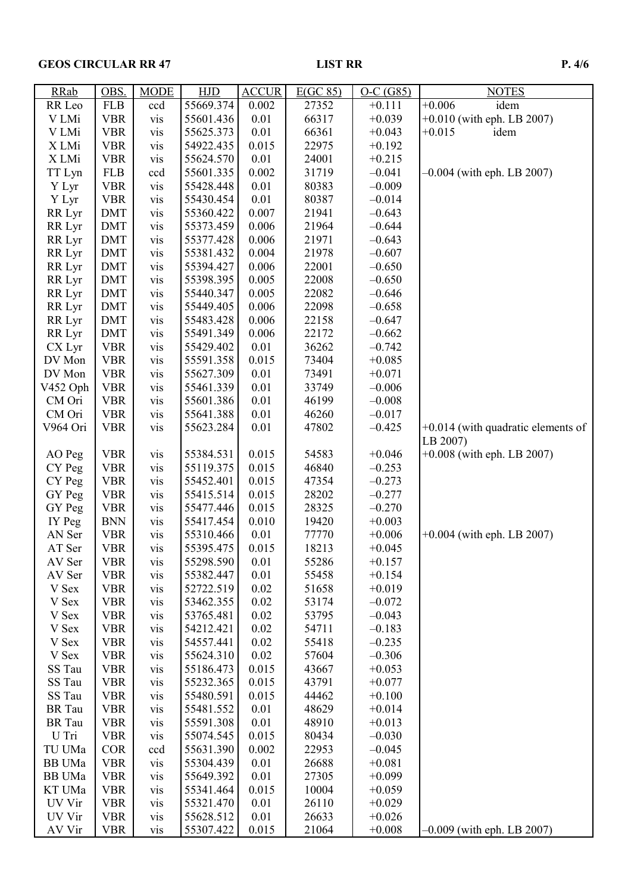| RRab | OBS. | MODE | HJD | ACCUR | E(GC 85) | O-C (G85) | NOTES |
|---|---|---|---|---|---|---|---|
| RR Leo | FLB | ccd | 55669.374 | 0.002 | 27352 | +0.111 | +0.006 idem |
| V LMi | VBR | vis | 55601.436 | 0.01 | 66317 | +0.039 | +0.010 (with eph. LB 2007) |
| V LMi | VBR | vis | 55625.373 | 0.01 | 66361 | +0.043 | +0.015 idem |
| X LMi | VBR | vis | 54922.435 | 0.015 | 22975 | +0.192 | |
| X LMi | VBR | vis | 55624.570 | 0.01 | 24001 | +0.215 | |
| TT Lyn | FLB | ccd | 55601.335 | 0.002 | 31719 | –0.041 | –0.004 (with eph. LB 2007) |
| Y Lyr | VBR | vis | 55428.448 | 0.01 | 80383 | –0.009 | |
| Y Lyr | VBR | vis | 55430.454 | 0.01 | 80387 | –0.014 | |
| RR Lyr | DMT | vis | 55360.422 | 0.007 | 21941 | –0.643 | |
| RR Lyr | DMT | vis | 55373.459 | 0.006 | 21964 | –0.644 | |
| RR Lyr | DMT | vis | 55377.428 | 0.006 | 21971 | –0.643 | |
| RR Lyr | DMT | vis | 55381.432 | 0.004 | 21978 | –0.607 | |
| RR Lyr | DMT | vis | 55394.427 | 0.006 | 22001 | –0.650 | |
| RR Lyr | DMT | vis | 55398.395 | 0.005 | 22008 | –0.650 | |
| RR Lyr | DMT | vis | 55440.347 | 0.005 | 22082 | –0.646 | |
| RR Lyr | DMT | vis | 55449.405 | 0.006 | 22098 | –0.658 | |
| RR Lyr | DMT | vis | 55483.428 | 0.006 | 22158 | –0.647 | |
| RR Lyr | DMT | vis | 55491.349 | 0.006 | 22172 | –0.662 | |
| CX Lyr | VBR | vis | 55429.402 | 0.01 | 36262 | –0.742 | |
| DV Mon | VBR | vis | 55591.358 | 0.015 | 73404 | +0.085 | |
| DV Mon | VBR | vis | 55627.309 | 0.01 | 73491 | +0.071 | |
| V452 Oph | VBR | vis | 55461.339 | 0.01 | 33749 | –0.006 | |
| CM Ori | VBR | vis | 55601.386 | 0.01 | 46199 | –0.008 | |
| CM Ori | VBR | vis | 55641.388 | 0.01 | 46260 | –0.017 | |
| V964 Ori | VBR | vis | 55623.284 | 0.01 | 47802 | –0.425 | +0.014 (with quadratic elements of LB 2007) |
| AO Peg | VBR | vis | 55384.531 | 0.015 | 54583 | +0.046 | +0.008 (with eph. LB 2007) |
| CY Peg | VBR | vis | 55119.375 | 0.015 | 46840 | –0.253 | |
| CY Peg | VBR | vis | 55452.401 | 0.015 | 47354 | –0.273 | |
| GY Peg | VBR | vis | 55415.514 | 0.015 | 28202 | –0.277 | |
| GY Peg | VBR | vis | 55477.446 | 0.015 | 28325 | –0.270 | |
| IY Peg | BNN | vis | 55417.454 | 0.010 | 19420 | +0.003 | |
| AN Ser | VBR | vis | 55310.466 | 0.01 | 77770 | +0.006 | +0.004 (with eph. LB 2007) |
| AT Ser | VBR | vis | 55395.475 | 0.015 | 18213 | +0.045 | |
| AV Ser | VBR | vis | 55298.590 | 0.01 | 55286 | +0.157 | |
| AV Ser | VBR | vis | 55382.447 | 0.01 | 55458 | +0.154 | |
| V Sex | VBR | vis | 52722.519 | 0.02 | 51658 | +0.019 | |
| V Sex | VBR | vis | 53462.355 | 0.02 | 53174 | –0.072 | |
| V Sex | VBR | vis | 53765.481 | 0.02 | 53795 | –0.043 | |
| V Sex | VBR | vis | 54212.421 | 0.02 | 54711 | –0.183 | |
| V Sex | VBR | vis | 54557.441 | 0.02 | 55418 | –0.235 | |
| V Sex | VBR | vis | 55624.310 | 0.02 | 57604 | –0.306 | |
| SS Tau | VBR | vis | 55186.473 | 0.015 | 43667 | +0.053 | |
| SS Tau | VBR | vis | 55232.365 | 0.015 | 43791 | +0.077 | |
| SS Tau | VBR | vis | 55480.591 | 0.015 | 44462 | +0.100 | |
| BR Tau | VBR | vis | 55481.552 | 0.01 | 48629 | +0.014 | |
| BR Tau | VBR | vis | 55591.308 | 0.01 | 48910 | +0.013 | |
| U Tri | VBR | vis | 55074.545 | 0.015 | 80434 | –0.030 | |
| TU UMa | COR | ccd | 55631.390 | 0.002 | 22953 | –0.045 | |
| BB UMa | VBR | vis | 55304.439 | 0.01 | 26688 | +0.081 | |
| BB UMa | VBR | vis | 55649.392 | 0.01 | 27305 | +0.099 | |
| KT UMa | VBR | vis | 55341.464 | 0.015 | 10004 | +0.059 | |
| UV Vir | VBR | vis | 55321.470 | 0.01 | 26110 | +0.029 | |
| UV Vir | VBR | vis | 55628.512 | 0.01 | 26633 | +0.026 | |
| AV Vir | VBR | vis | 55307.422 | 0.015 | 21064 | +0.008 | –0.009 (with eph. LB 2007) |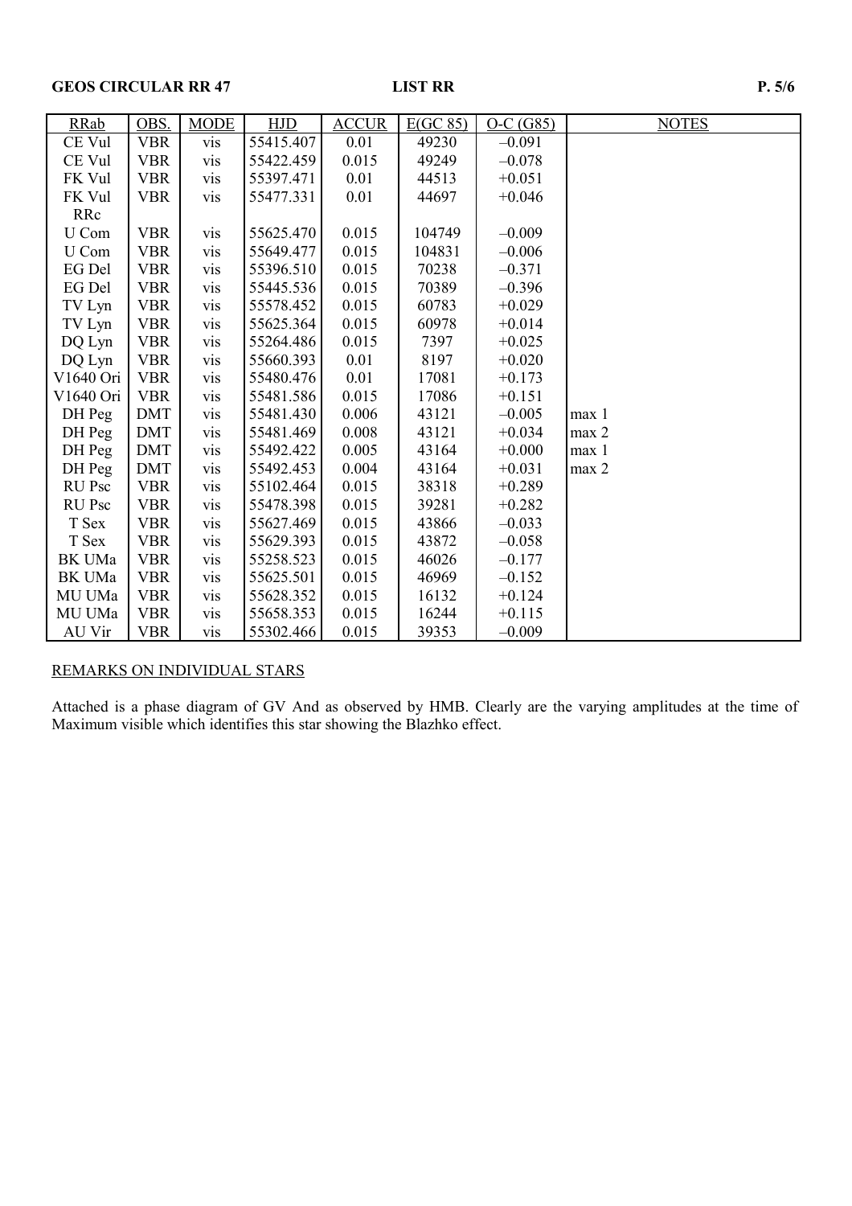| RRab | OBS. | MODE | HJD | ACCUR | E(GC 85) | O-C (G85) | NOTES |
|---|---|---|---|---|---|---|---|
| CE Vul | VBR | vis | 55415.407 | 0.01 | 49230 | –0.091 | |
| CE Vul | VBR | vis | 55422.459 | 0.015 | 49249 | –0.078 | |
| FK Vul | VBR | vis | 55397.471 | 0.01 | 44513 | +0.051 | |
| FK Vul | VBR | vis | 55477.331 | 0.01 | 44697 | +0.046 | |
| RRc | | | | | | | |
| U Com | VBR | vis | 55625.470 | 0.015 | 104749 | –0.009 | |
| U Com | VBR | vis | 55649.477 | 0.015 | 104831 | –0.006 | |
| EG Del | VBR | vis | 55396.510 | 0.015 | 70238 | –0.371 | |
| EG Del | VBR | vis | 55445.536 | 0.015 | 70389 | –0.396 | |
| TV Lyn | VBR | vis | 55578.452 | 0.015 | 60783 | +0.029 | |
| TV Lyn | VBR | vis | 55625.364 | 0.015 | 60978 | +0.014 | |
| DQ Lyn | VBR | vis | 55264.486 | 0.015 | 7397 | +0.025 | |
| DQ Lyn | VBR | vis | 55660.393 | 0.01 | 8197 | +0.020 | |
| V1640 Ori | VBR | vis | 55480.476 | 0.01 | 17081 | +0.173 | |
| V1640 Ori | VBR | vis | 55481.586 | 0.015 | 17086 | +0.151 | |
| DH Peg | DMT | vis | 55481.430 | 0.006 | 43121 | –0.005 | max 1 |
| DH Peg | DMT | vis | 55481.469 | 0.008 | 43121 | +0.034 | max 2 |
| DH Peg | DMT | vis | 55492.422 | 0.005 | 43164 | +0.000 | max 1 |
| DH Peg | DMT | vis | 55492.453 | 0.004 | 43164 | +0.031 | max 2 |
| RU Psc | VBR | vis | 55102.464 | 0.015 | 38318 | +0.289 | |
| RU Psc | VBR | vis | 55478.398 | 0.015 | 39281 | +0.282 | |
| T Sex | VBR | vis | 55627.469 | 0.015 | 43866 | –0.033 | |
| T Sex | VBR | vis | 55629.393 | 0.015 | 43872 | –0.058 | |
| BK UMa | VBR | vis | 55258.523 | 0.015 | 46026 | –0.177 | |
| BK UMa | VBR | vis | 55625.501 | 0.015 | 46969 | –0.152 | |
| MU UMa | VBR | vis | 55628.352 | 0.015 | 16132 | +0.124 | |
| MU UMa | VBR | vis | 55658.353 | 0.015 | 16244 | +0.115 | |
| AU Vir | VBR | vis | 55302.466 | 0.015 | 39353 | –0.009 | |

## REMARKS ON INDIVIDUAL STARS

Attached is a phase diagram of GV And as observed by HMB. Clearly are the varying amplitudes at the time of Maximum visible which identifies this star showing the Blazhko effect.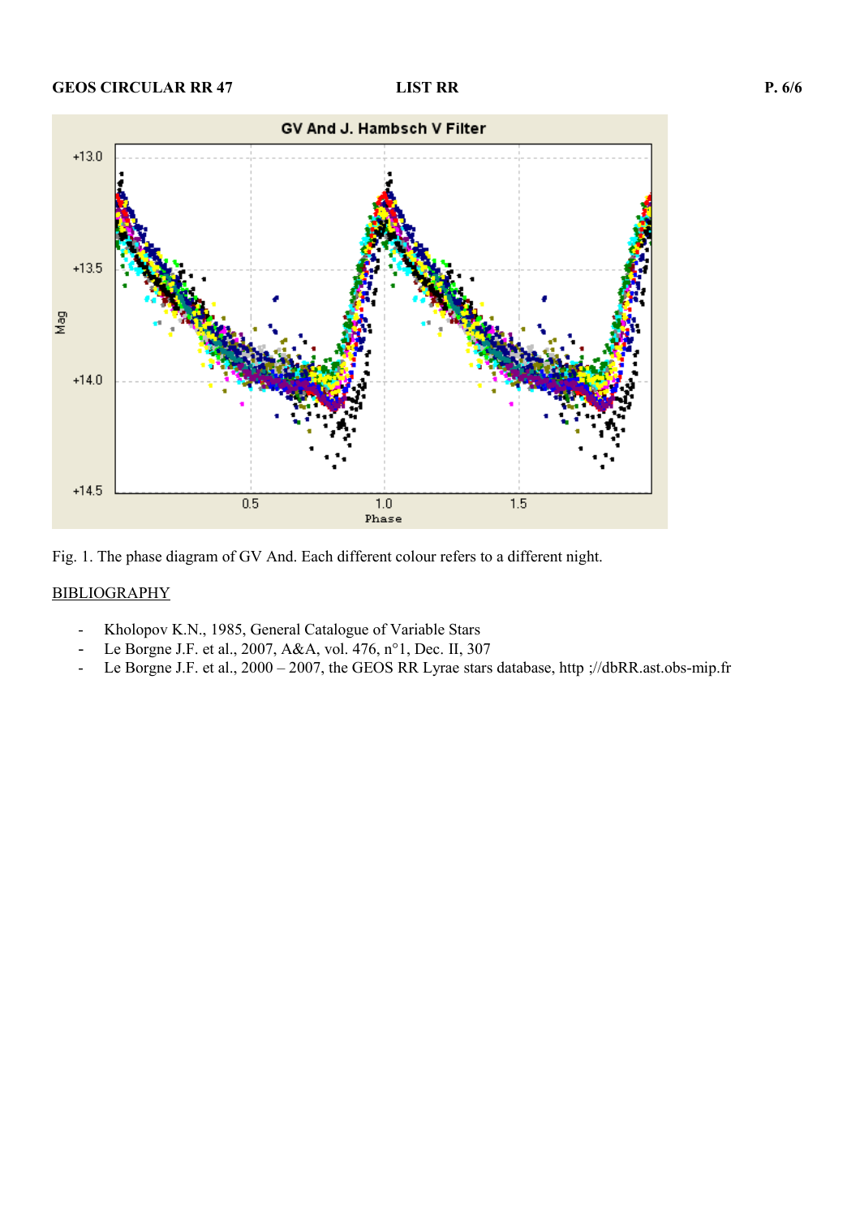GV And J. Hambsch V Filter

+13.0

+13.5

+14.0

+14.5

Mag

0.5

1.0

1.5

Phase

Fig. 1. The phase diagram of GV And. Each different colour refers to a different night.

<u>BIBLIOGRAPHY</u>

- Kholopov K.N., 1985, General Catalogue of Variable Stars
- Le Borgne J.F. et al., 2007, A&A, vol. 476, n°1, Dec. II, 307
- Le Borgne J.F. et al., 2000 – 2007, the GEOS RR Lyrae stars database, http ;//dbRR.ast.obs-mip.fr